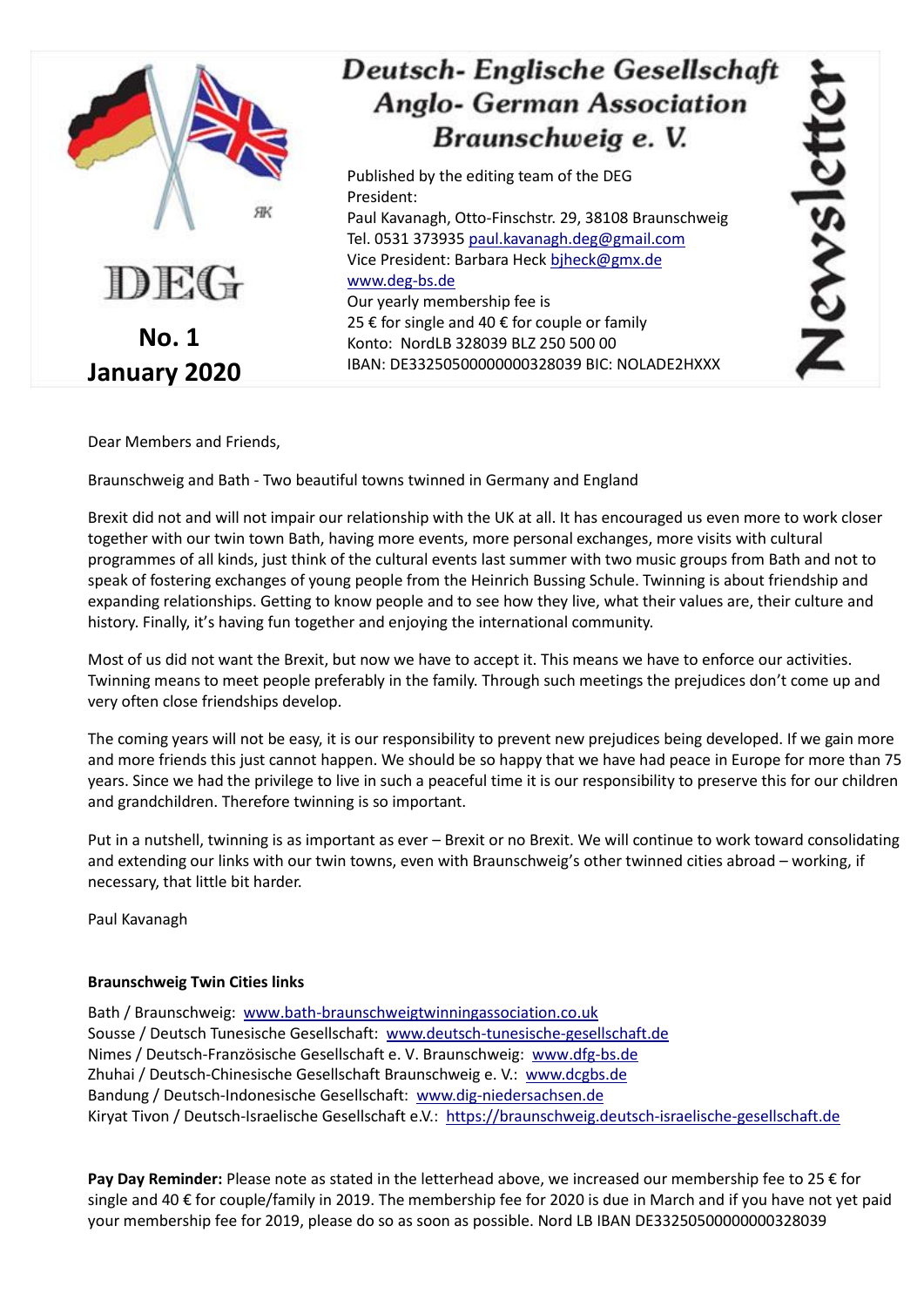# Deutsch- Englische Gesellschaft
# Anglo- German Association
# Braunschweig e. V.

**Newsletter**

DEG

**No. 1**

**January 2020**

Published by the editing team of the DEG
President:
Paul Kavanagh, Otto-Finschstr. 29, 38108 Braunschweig
Tel. 0531 373935 paul.kavanagh.deg@gmail.com
Vice President: Barbara Heck bjheck@gmx.de
www.deg-bs.de
Our yearly membership fee is
25 € for single and 40 € for couple or family
Konto: NordLB 328039 BLZ 250 500 00
IBAN: DE33250500000000328039 BIC: NOLADE2HXXX

Dear Members and Friends,

Braunschweig and Bath - Two beautiful towns twinned in Germany and England

Brexit did not and will not impair our relationship with the UK at all. It has encouraged us even more to work closer together with our twin town Bath, having more events, more personal exchanges, more visits with cultural programmes of all kinds, just think of the cultural events last summer with two music groups from Bath and not to speak of fostering exchanges of young people from the Heinrich Bussing Schule. Twinning is about friendship and expanding relationships. Getting to know people and to see how they live, what their values are, their culture and history. Finally, it's having fun together and enjoying the international community.

Most of us did not want the Brexit, but now we have to accept it. This means we have to enforce our activities. Twinning means to meet people preferably in the family. Through such meetings the prejudices don't come up and very often close friendships develop.

The coming years will not be easy, it is our responsibility to prevent new prejudices being developed. If we gain more and more friends this just cannot happen. We should be so happy that we have had peace in Europe for more than 75 years. Since we had the privilege to live in such a peaceful time it is our responsibility to preserve this for our children and grandchildren. Therefore twinning is so important.

Put in a nutshell, twinning is as important as ever – Brexit or no Brexit. We will continue to work toward consolidating and extending our links with our twin towns, even with Braunschweig's other twinned cities abroad – working, if necessary, that little bit harder.

Paul Kavanagh

**Braunschweig Twin Cities links**

Bath / Braunschweig: www.bath-braunschweigtwinningassociation.co.uk
Sousse / Deutsch Tunesische Gesellschaft: www.deutsch-tunesische-gesellschaft.de
Nimes / Deutsch-Französische Gesellschaft e. V. Braunschweig: www.dfg-bs.de
Zhuhai / Deutsch-Chinesische Gesellschaft Braunschweig e. V.: www.dcgbs.de
Bandung / Deutsch-Indonesische Gesellschaft: www.dig-niedersachsen.de
Kiryat Tivon / Deutsch-Israelische Gesellschaft e.V.: https://braunschweig.deutsch-israelische-gesellschaft.de

**Pay Day Reminder:** Please note as stated in the letterhead above, we increased our membership fee to 25 € for single and 40 € for couple/family in 2019. The membership fee for 2020 is due in March and if you have not yet paid your membership fee for 2019, please do so as soon as possible. Nord LB IBAN DE33250500000000328039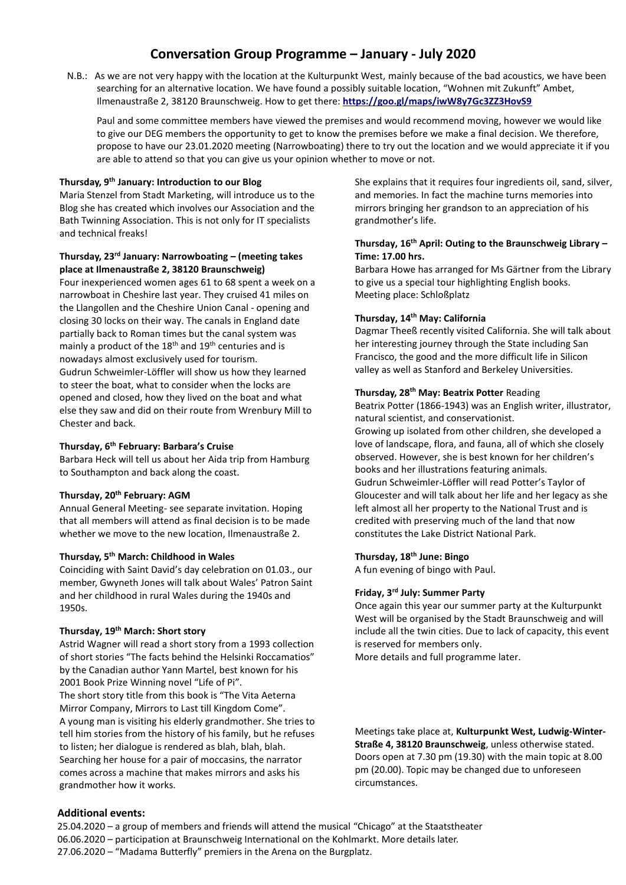# Conversation Group Programme – January - July 2020

N.B.: As we are not very happy with the location at the Kulturpunkt West, mainly because of the bad acoustics, we have been searching for an alternative location. We have found a possibly suitable location, "Wohnen mit Zukunft" Ambet, Ilmenaustraße 2, 38120 Braunschweig. How to get there: **https://goo.gl/maps/iwW8y7Gc3ZZ3HovS9**

Paul and some committee members have viewed the premises and would recommend moving, however we would like to give our DEG members the opportunity to get to know the premises before we make a final decision. We therefore, propose to have our 23.01.2020 meeting (Narrowboating) there to try out the location and we would appreciate it if you are able to attend so that you can give us your opinion whether to move or not.

**Thursday, 9th January: Introduction to our Blog**

Maria Stenzel from Stadt Marketing, will introduce us to the Blog she has created which involves our Association and the Bath Twinning Association. This is not only for IT specialists and technical freaks!

**Thursday, 23rd January: Narrowboating – (meeting takes place at Ilmenaustraße 2, 38120 Braunschweig)**

Four inexperienced women ages 61 to 68 spent a week on a narrowboat in Cheshire last year. They cruised 41 miles on the Llangollen and the Cheshire Union Canal - opening and closing 30 locks on their way. The canals in England date partially back to Roman times but the canal system was mainly a product of the 18th and 19th centuries and is nowadays almost exclusively used for tourism.

Gudrun Schweimler-Löffler will show us how they learned to steer the boat, what to consider when the locks are opened and closed, how they lived on the boat and what else they saw and did on their route from Wrenbury Mill to Chester and back.

**Thursday, 6th February: Barbara's Cruise**

Barbara Heck will tell us about her Aida trip from Hamburg to Southampton and back along the coast.

**Thursday, 20th February: AGM**

Annual General Meeting- see separate invitation. Hoping that all members will attend as final decision is to be made whether we move to the new location, Ilmenaustraße 2.

**Thursday, 5th March: Childhood in Wales**

Coinciding with Saint David's day celebration on 01.03., our member, Gwyneth Jones will talk about Wales' Patron Saint and her childhood in rural Wales during the 1940s and 1950s.

**Thursday, 19th March: Short story**

Astrid Wagner will read a short story from a 1993 collection of short stories "The facts behind the Helsinki Roccamatios" by the Canadian author Yann Martel, best known for his 2001 Book Prize Winning novel "Life of Pi".

The short story title from this book is "The Vita Aeterna Mirror Company, Mirrors to Last till Kingdom Come".

A young man is visiting his elderly grandmother. She tries to tell him stories from the history of his family, but he refuses to listen; her dialogue is rendered as blah, blah, blah. Searching her house for a pair of moccasins, the narrator comes across a machine that makes mirrors and asks his grandmother how it works.

She explains that it requires four ingredients oil, sand, silver, and memories. In fact the machine turns memories into mirrors bringing her grandson to an appreciation of his grandmother's life.

**Thursday, 16th April: Outing to the Braunschweig Library – Time: 17.00 hrs.**

Barbara Howe has arranged for Ms Gärtner from the Library to give us a special tour highlighting English books.
Meeting place: Schloßplatz

**Thursday, 14th May: California**

Dagmar Theeß recently visited California. She will talk about her interesting journey through the State including San Francisco, the good and the more difficult life in Silicon valley as well as Stanford and Berkeley Universities.

**Thursday, 28th May: Beatrix Potter** Reading

Beatrix Potter (1866-1943) was an English writer, illustrator, natural scientist, and conservationist.

Growing up isolated from other children, she developed a love of landscape, flora, and fauna, all of which she closely observed. However, she is best known for her children's books and her illustrations featuring animals.

Gudrun Schweimler-Löffler will read Potter's Taylor of Gloucester and will talk about her life and her legacy as she left almost all her property to the National Trust and is credited with preserving much of the land that now constitutes the Lake District National Park.

**Thursday, 18th June: Bingo**

A fun evening of bingo with Paul.

**Friday, 3rd July: Summer Party**

Once again this year our summer party at the Kulturpunkt West will be organised by the Stadt Braunschweig and will include all the twin cities. Due to lack of capacity, this event is reserved for members only.
More details and full programme later.

Meetings take place at, **Kulturpunkt West, Ludwig-Winter-Straße 4, 38120 Braunschweig**, unless otherwise stated. Doors open at 7.30 pm (19.30) with the main topic at 8.00 pm (20.00). Topic may be changed due to unforeseen circumstances.

**Additional events:**

25.04.2020 – a group of members and friends will attend the musical "Chicago" at the Staatstheater
06.06.2020 – participation at Braunschweig International on the Kohlmarkt. More details later.
27.06.2020 – "Madama Butterfly" premiers in the Arena on the Burgplatz.